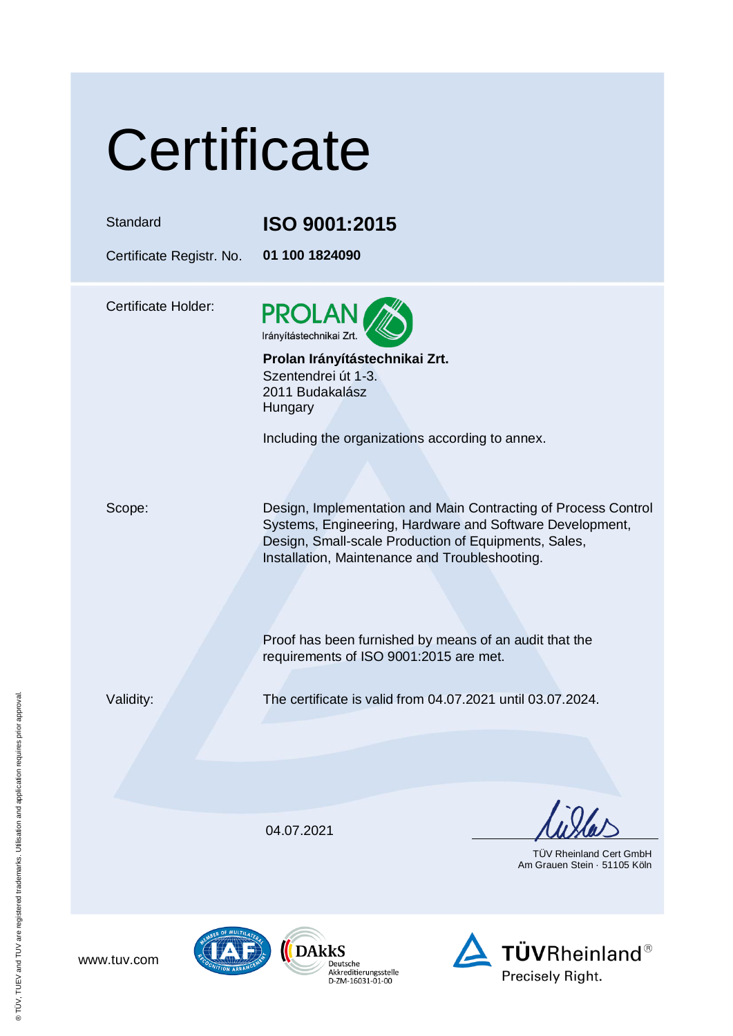# Certificate

| | |
|---|---|
| Standard | **ISO 9001:2015** |
| Certificate Registr. No. | **01 100 1824090** |

Certificate Holder:

PROLAN
Irányítástechnikai Zrt.

**Prolan Irányítástechnikai Zrt.**
Szentendrei út 1-3.
2011 Budakalász
Hungary

Including the organizations according to annex.

Scope:

Design, Implementation and Main Contracting of Process Control Systems, Engineering, Hardware and Software Development, Design, Small-scale Production of Equipments, Sales, Installation, Maintenance and Troubleshooting.

Proof has been furnished by means of an audit that the requirements of ISO 9001:2015 are met.

Validity:

The certificate is valid from 04.07.2021 until 03.07.2024.

04.07.2021

TÜV Rheinland Cert GmbH
Am Grauen Stein · 51105 Köln

www.tuv.com

DAkkS
Deutsche
Akkreditierungsstelle
D-ZM-16031-01-00

TÜVRheinland®
Precisely Right.

® TÜV, TUEV and TUV are registered trademarks. Utilisation and application requires prior approval.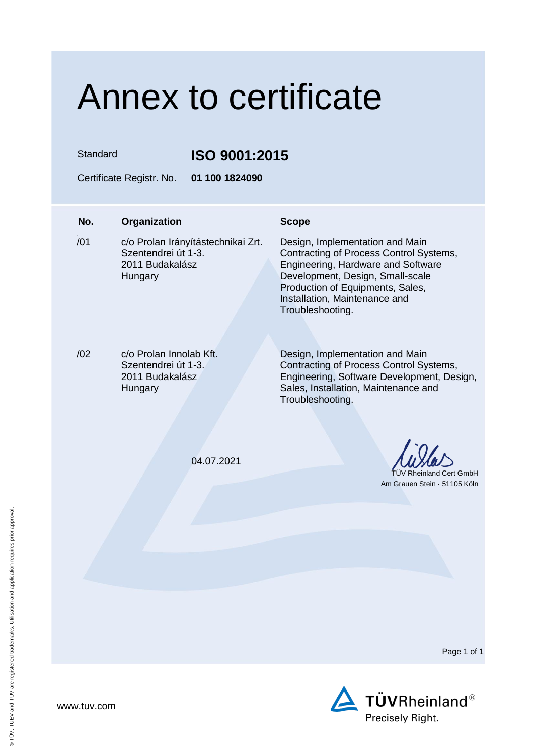# Annex to certificate

Standard **ISO 9001:2015**

Certificate Registr. No. **01 100 1824090**

| No. | Organization | Scope |
| --- | --- | --- |
| /01 | c/o Prolan Irányítástechnikai Zrt.<br>Szentendrei út 1-3.<br>2011 Budakalász<br>Hungary | Design, Implementation and Main Contracting of Process Control Systems, Engineering, Hardware and Software Development, Design, Small-scale Production of Equipments, Sales, Installation, Maintenance and Troubleshooting. |
| /02 | c/o Prolan Innolab Kft.<br>Szentendrei út 1-3.<br>2011 Budakalász<br>Hungary | Design, Implementation and Main Contracting of Process Control Systems, Engineering, Software Development, Design, Sales, Installation, Maintenance and Troubleshooting. |

04.07.2021

TÜV Rheinland Cert GmbH
Am Grauen Stein · 51105 Köln

www.tuv.com

TÜVRheinland®
Precisely Right.

® TÜV, TUEV and TUV are registered trademarks. Utilisation and application requires prior approval.